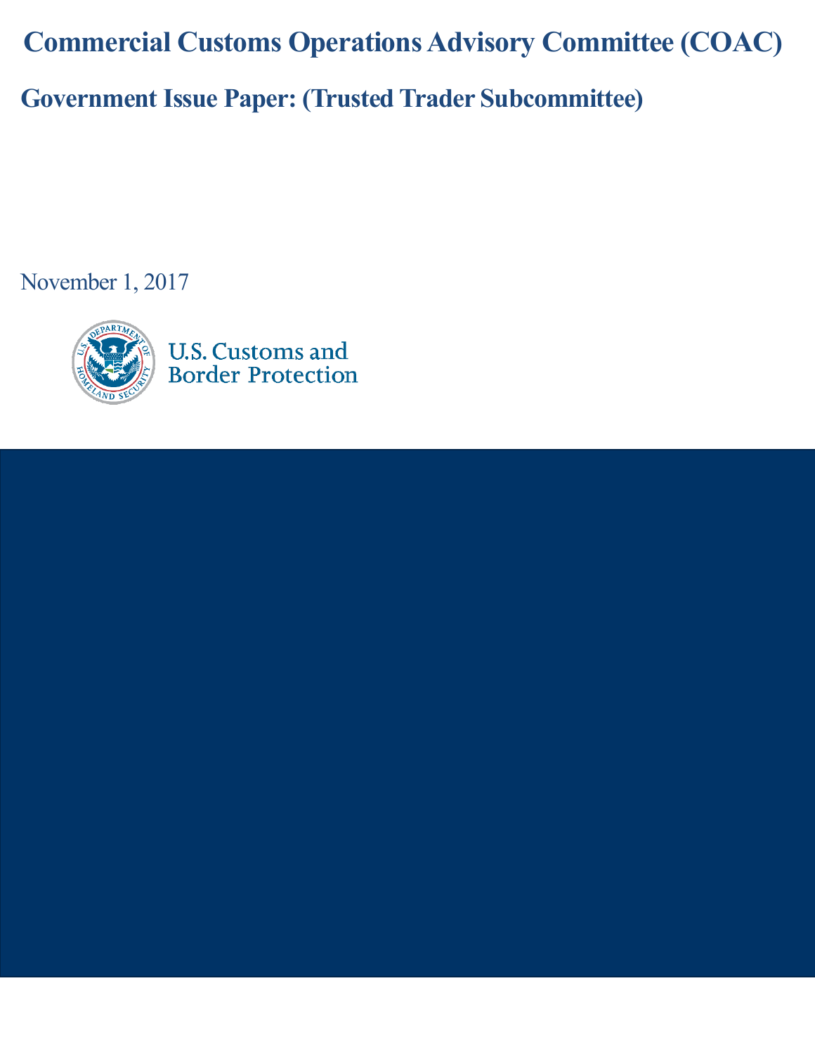# Commercial Customs Operations Advisory Committee (COAC)

## Government Issue Paper: (Trusted Trader Subcommittee)

November 1, 2017

U.S. Customs and Border Protection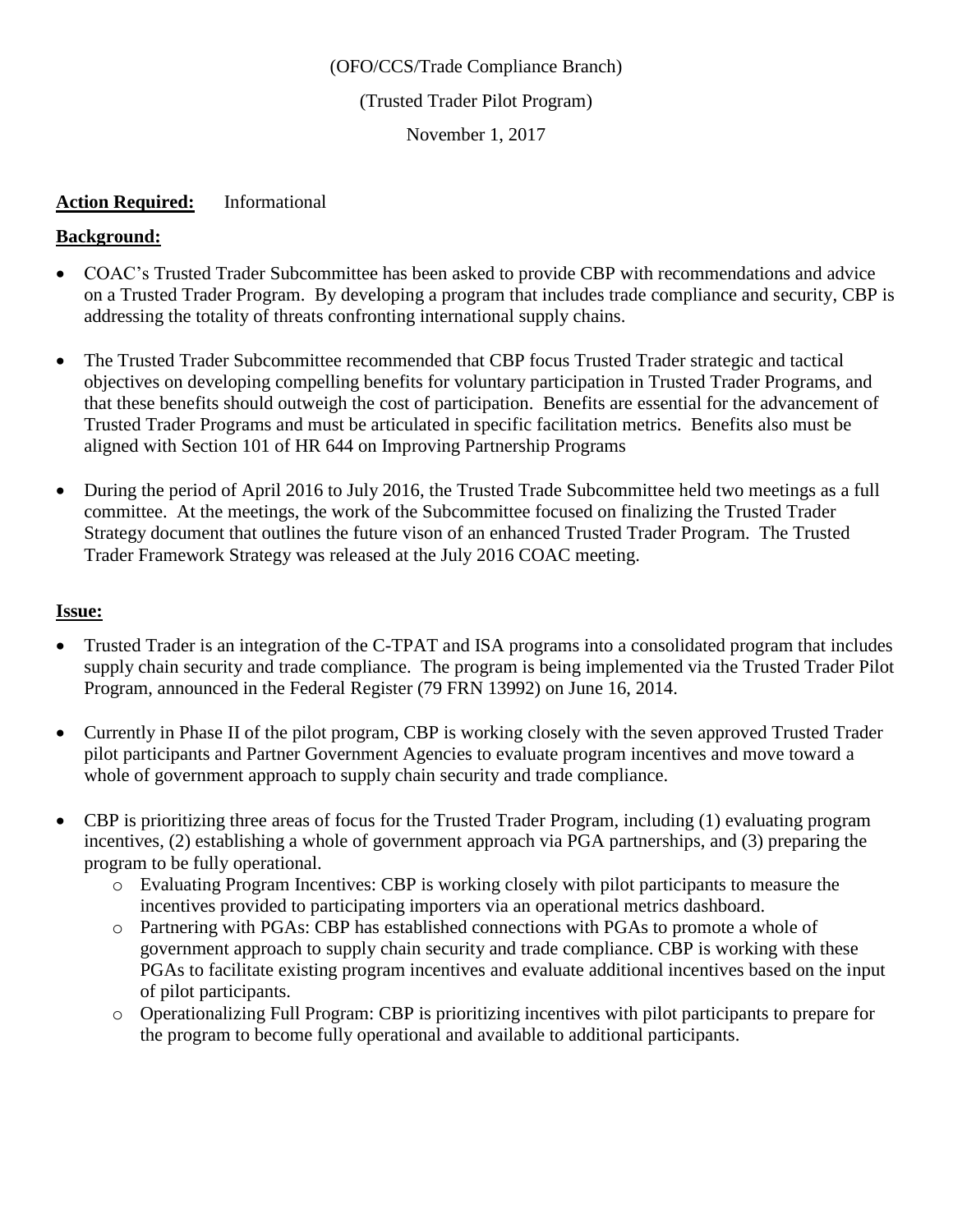(OFO/CCS/Trade Compliance Branch)

(Trusted Trader Pilot Program)

November 1, 2017

**Action Required:** Informational

**Background:**

- COAC's Trusted Trader Subcommittee has been asked to provide CBP with recommendations and advice on a Trusted Trader Program. By developing a program that includes trade compliance and security, CBP is addressing the totality of threats confronting international supply chains.
- The Trusted Trader Subcommittee recommended that CBP focus Trusted Trader strategic and tactical objectives on developing compelling benefits for voluntary participation in Trusted Trader Programs, and that these benefits should outweigh the cost of participation. Benefits are essential for the advancement of Trusted Trader Programs and must be articulated in specific facilitation metrics. Benefits also must be aligned with Section 101 of HR 644 on Improving Partnership Programs
- During the period of April 2016 to July 2016, the Trusted Trade Subcommittee held two meetings as a full committee. At the meetings, the work of the Subcommittee focused on finalizing the Trusted Trader Strategy document that outlines the future vison of an enhanced Trusted Trader Program. The Trusted Trader Framework Strategy was released at the July 2016 COAC meeting.

**Issue:**

- Trusted Trader is an integration of the C-TPAT and ISA programs into a consolidated program that includes supply chain security and trade compliance. The program is being implemented via the Trusted Trader Pilot Program, announced in the Federal Register (79 FRN 13992) on June 16, 2014.
- Currently in Phase II of the pilot program, CBP is working closely with the seven approved Trusted Trader pilot participants and Partner Government Agencies to evaluate program incentives and move toward a whole of government approach to supply chain security and trade compliance.
- CBP is prioritizing three areas of focus for the Trusted Trader Program, including (1) evaluating program incentives, (2) establishing a whole of government approach via PGA partnerships, and (3) preparing the program to be fully operational.
  - Evaluating Program Incentives: CBP is working closely with pilot participants to measure the incentives provided to participating importers via an operational metrics dashboard.
  - Partnering with PGAs: CBP has established connections with PGAs to promote a whole of government approach to supply chain security and trade compliance. CBP is working with these PGAs to facilitate existing program incentives and evaluate additional incentives based on the input of pilot participants.
  - Operationalizing Full Program: CBP is prioritizing incentives with pilot participants to prepare for the program to become fully operational and available to additional participants.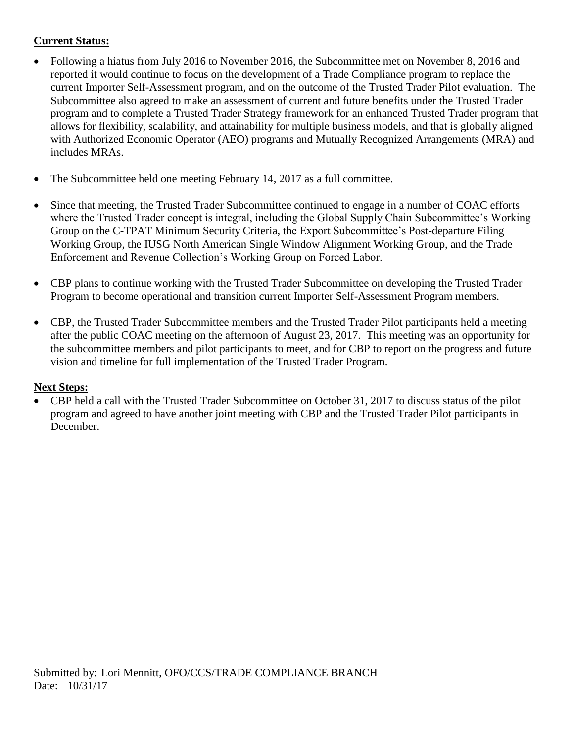**Current Status:**

- Following a hiatus from July 2016 to November 2016, the Subcommittee met on November 8, 2016 and reported it would continue to focus on the development of a Trade Compliance program to replace the current Importer Self-Assessment program, and on the outcome of the Trusted Trader Pilot evaluation. The Subcommittee also agreed to make an assessment of current and future benefits under the Trusted Trader program and to complete a Trusted Trader Strategy framework for an enhanced Trusted Trader program that allows for flexibility, scalability, and attainability for multiple business models, and that is globally aligned with Authorized Economic Operator (AEO) programs and Mutually Recognized Arrangements (MRA) and includes MRAs.

- The Subcommittee held one meeting February 14, 2017 as a full committee.

- Since that meeting, the Trusted Trader Subcommittee continued to engage in a number of COAC efforts where the Trusted Trader concept is integral, including the Global Supply Chain Subcommittee's Working Group on the C-TPAT Minimum Security Criteria, the Export Subcommittee's Post-departure Filing Working Group, the IUSG North American Single Window Alignment Working Group, and the Trade Enforcement and Revenue Collection's Working Group on Forced Labor.

- CBP plans to continue working with the Trusted Trader Subcommittee on developing the Trusted Trader Program to become operational and transition current Importer Self-Assessment Program members.

- CBP, the Trusted Trader Subcommittee members and the Trusted Trader Pilot participants held a meeting after the public COAC meeting on the afternoon of August 23, 2017. This meeting was an opportunity for the subcommittee members and pilot participants to meet, and for CBP to report on the progress and future vision and timeline for full implementation of the Trusted Trader Program.

**Next Steps:**

- CBP held a call with the Trusted Trader Subcommittee on October 31, 2017 to discuss status of the pilot program and agreed to have another joint meeting with CBP and the Trusted Trader Pilot participants in December.

Submitted by: Lori Mennitt, OFO/CCS/TRADE COMPLIANCE BRANCH
Date: 10/31/17